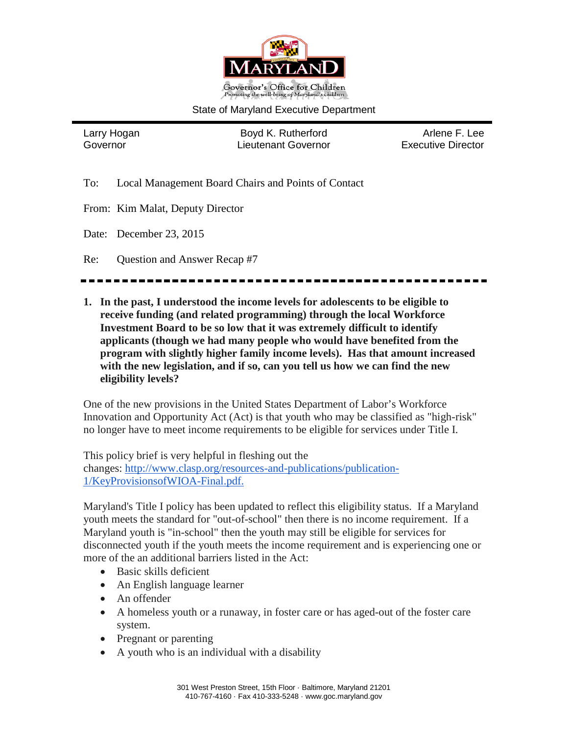Governor's Office for Children
*Promoting the well-being of Maryland's children*

State of Maryland Executive Department

| Larry Hogan<br>Governor | Boyd K. Rutherford<br>Lieutenant Governor | Arlene F. Lee<br>Executive Director |
| --- | --- | --- |

To: Local Management Board Chairs and Points of Contact

From: Kim Malat, Deputy Director

Date: December 23, 2015

Re: Question and Answer Recap #7

---

**1. In the past, I understood the income levels for adolescents to be eligible to receive funding (and related programming) through the local Workforce Investment Board to be so low that it was extremely difficult to identify applicants (though we had many people who would have benefited from the program with slightly higher family income levels). Has that amount increased with the new legislation, and if so, can you tell us how we can find the new eligibility levels?**

One of the new provisions in the United States Department of Labor's Workforce Innovation and Opportunity Act (Act) is that youth who may be classified as "high-risk" no longer have to meet income requirements to be eligible for services under Title I.

This policy brief is very helpful in fleshing out the changes: [http://www.clasp.org/resources-and-publications/publication-1/KeyProvisionsofWIOA-Final.pdf.](http://www.clasp.org/resources-and-publications/publication-1/KeyProvisionsofWIOA-Final.pdf)

Maryland's Title I policy has been updated to reflect this eligibility status. If a Maryland youth meets the standard for "out-of-school" then there is no income requirement. If a Maryland youth is "in-school" then the youth may still be eligible for services for disconnected youth if the youth meets the income requirement and is experiencing one or more of the an additional barriers listed in the Act:

- Basic skills deficient
- An English language learner
- An offender
- A homeless youth or a runaway, in foster care or has aged-out of the foster care system.
- Pregnant or parenting
- A youth who is an individual with a disability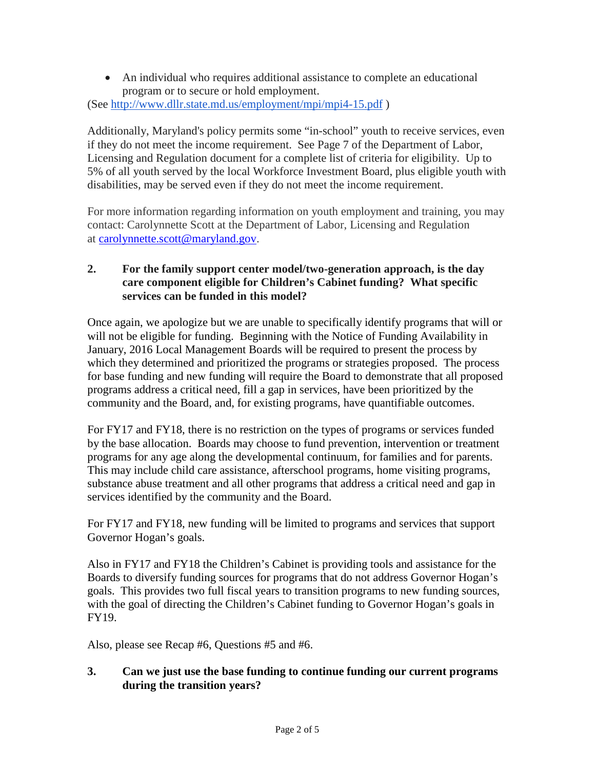- An individual who requires additional assistance to complete an educational program or to secure or hold employment.

(See http://www.dllr.state.md.us/employment/mpi/mpi4-15.pdf )

Additionally, Maryland's policy permits some "in-school" youth to receive services, even if they do not meet the income requirement. See Page 7 of the Department of Labor, Licensing and Regulation document for a complete list of criteria for eligibility. Up to 5% of all youth served by the local Workforce Investment Board, plus eligible youth with disabilities, may be served even if they do not meet the income requirement.

For more information regarding information on youth employment and training, you may contact: Carolynnette Scott at the Department of Labor, Licensing and Regulation at carolynnette.scott@maryland.gov.

**2. For the family support center model/two-generation approach, is the day care component eligible for Children's Cabinet funding? What specific services can be funded in this model?**

Once again, we apologize but we are unable to specifically identify programs that will or will not be eligible for funding. Beginning with the Notice of Funding Availability in January, 2016 Local Management Boards will be required to present the process by which they determined and prioritized the programs or strategies proposed. The process for base funding and new funding will require the Board to demonstrate that all proposed programs address a critical need, fill a gap in services, have been prioritized by the community and the Board, and, for existing programs, have quantifiable outcomes.

For FY17 and FY18, there is no restriction on the types of programs or services funded by the base allocation. Boards may choose to fund prevention, intervention or treatment programs for any age along the developmental continuum, for families and for parents. This may include child care assistance, afterschool programs, home visiting programs, substance abuse treatment and all other programs that address a critical need and gap in services identified by the community and the Board.

For FY17 and FY18, new funding will be limited to programs and services that support Governor Hogan's goals.

Also in FY17 and FY18 the Children's Cabinet is providing tools and assistance for the Boards to diversify funding sources for programs that do not address Governor Hogan's goals. This provides two full fiscal years to transition programs to new funding sources, with the goal of directing the Children's Cabinet funding to Governor Hogan's goals in FY19.

Also, please see Recap #6, Questions #5 and #6.

**3. Can we just use the base funding to continue funding our current programs during the transition years?**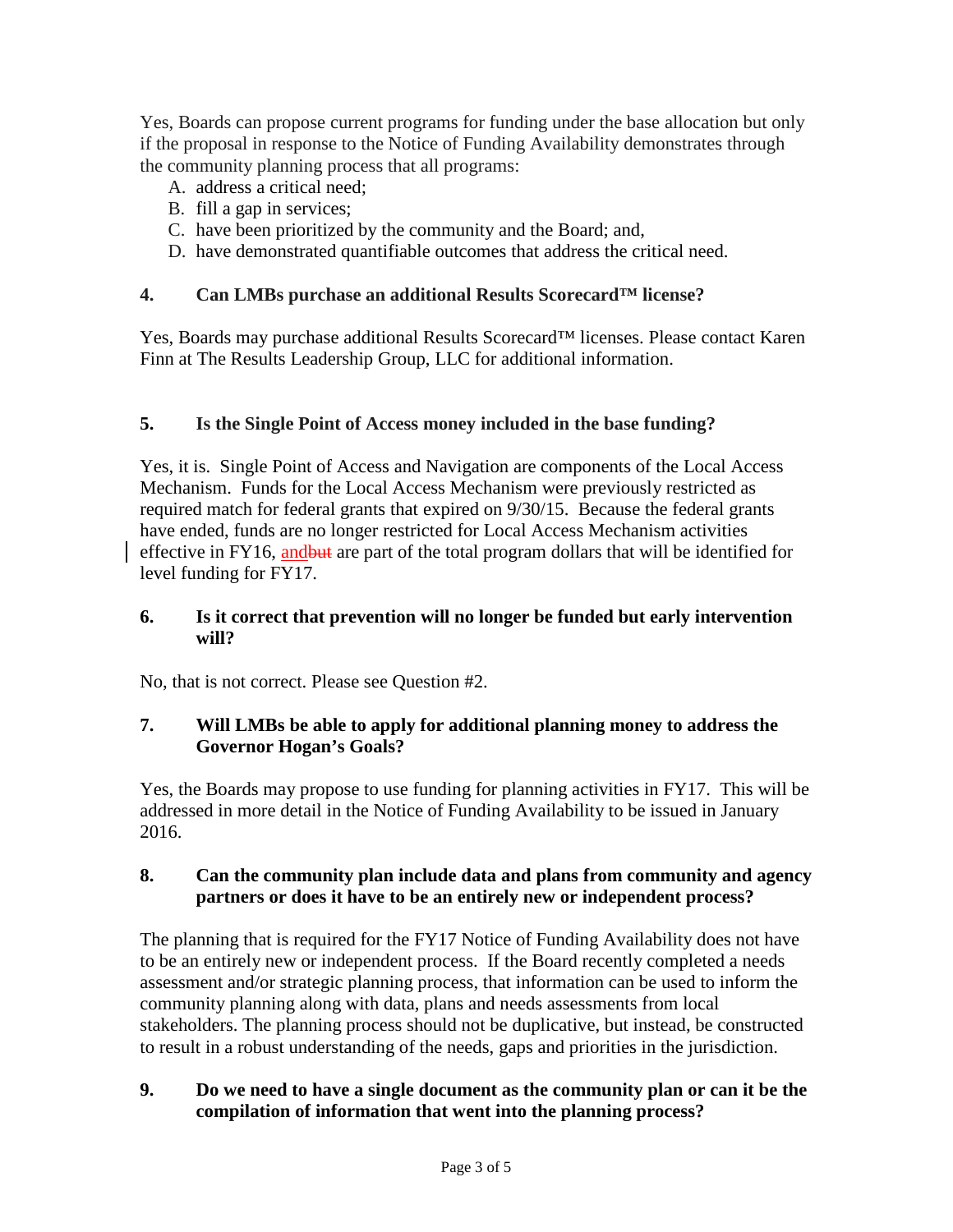Yes, Boards can propose current programs for funding under the base allocation but only if the proposal in response to the Notice of Funding Availability demonstrates through the community planning process that all programs:

A. address a critical need;
B. fill a gap in services;
C. have been prioritized by the community and the Board; and,
D. have demonstrated quantifiable outcomes that address the critical need.

**4. Can LMBs purchase an additional Results Scorecard™ license?**

Yes, Boards may purchase additional Results Scorecard™ licenses. Please contact Karen Finn at The Results Leadership Group, LLC for additional information.

**5. Is the Single Point of Access money included in the base funding?**

Yes, it is. Single Point of Access and Navigation are components of the Local Access Mechanism. Funds for the Local Access Mechanism were previously restricted as required match for federal grants that expired on 9/30/15. Because the federal grants have ended, funds are no longer restricted for Local Access Mechanism activities effective in FY16, ~~but~~ and are part of the total program dollars that will be identified for level funding for FY17.

**6. Is it correct that prevention will no longer be funded but early intervention will?**

No, that is not correct. Please see Question #2.

**7. Will LMBs be able to apply for additional planning money to address the Governor Hogan's Goals?**

Yes, the Boards may propose to use funding for planning activities in FY17. This will be addressed in more detail in the Notice of Funding Availability to be issued in January 2016.

**8. Can the community plan include data and plans from community and agency partners or does it have to be an entirely new or independent process?**

The planning that is required for the FY17 Notice of Funding Availability does not have to be an entirely new or independent process. If the Board recently completed a needs assessment and/or strategic planning process, that information can be used to inform the community planning along with data, plans and needs assessments from local stakeholders. The planning process should not be duplicative, but instead, be constructed to result in a robust understanding of the needs, gaps and priorities in the jurisdiction.

**9. Do we need to have a single document as the community plan or can it be the compilation of information that went into the planning process?**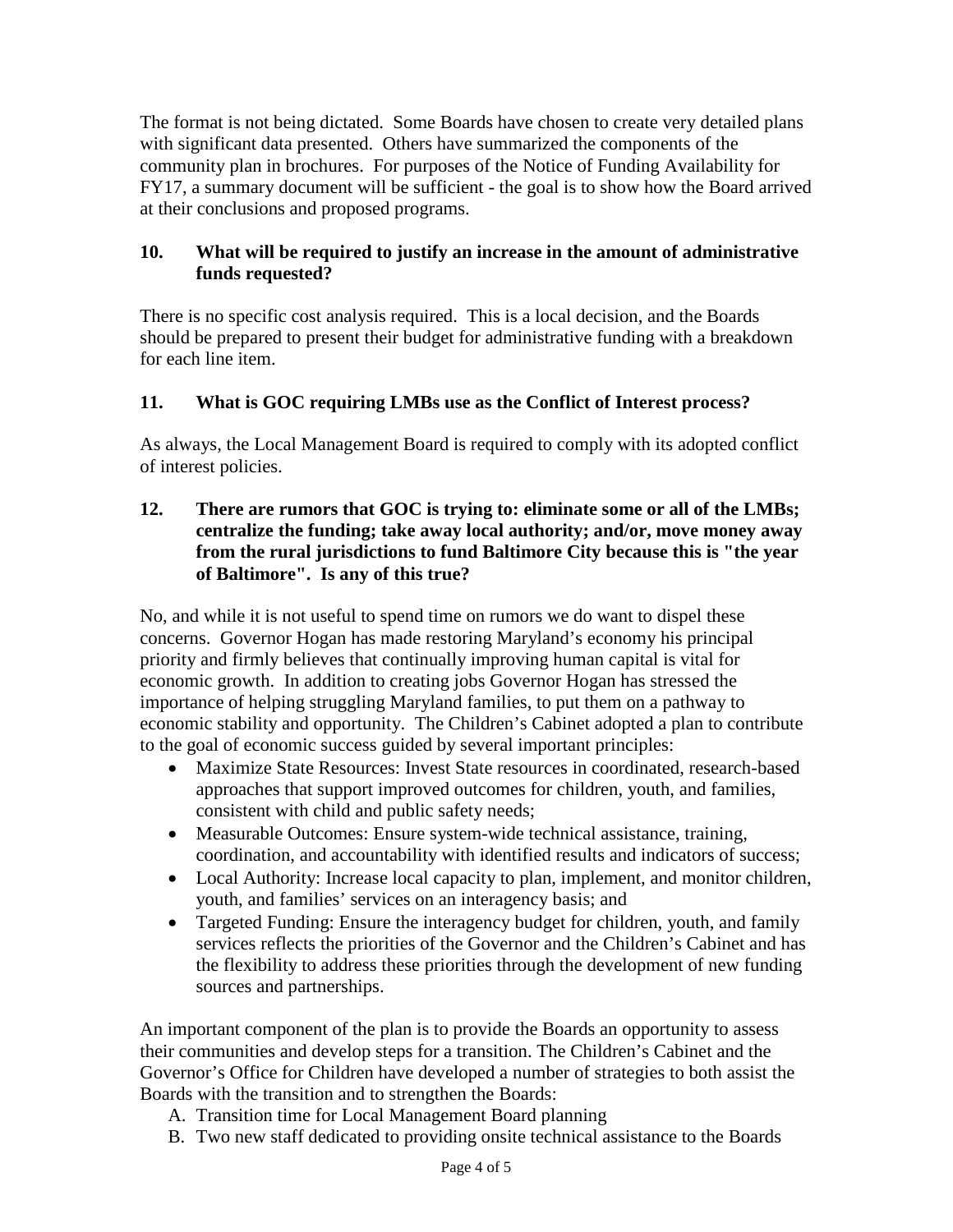The format is not being dictated. Some Boards have chosen to create very detailed plans with significant data presented. Others have summarized the components of the community plan in brochures. For purposes of the Notice of Funding Availability for FY17, a summary document will be sufficient - the goal is to show how the Board arrived at their conclusions and proposed programs.

**10. What will be required to justify an increase in the amount of administrative funds requested?**

There is no specific cost analysis required. This is a local decision, and the Boards should be prepared to present their budget for administrative funding with a breakdown for each line item.

**11. What is GOC requiring LMBs use as the Conflict of Interest process?**

As always, the Local Management Board is required to comply with its adopted conflict of interest policies.

**12. There are rumors that GOC is trying to: eliminate some or all of the LMBs; centralize the funding; take away local authority; and/or, move money away from the rural jurisdictions to fund Baltimore City because this is "the year of Baltimore". Is any of this true?**

No, and while it is not useful to spend time on rumors we do want to dispel these concerns. Governor Hogan has made restoring Maryland's economy his principal priority and firmly believes that continually improving human capital is vital for economic growth. In addition to creating jobs Governor Hogan has stressed the importance of helping struggling Maryland families, to put them on a pathway to economic stability and opportunity. The Children's Cabinet adopted a plan to contribute to the goal of economic success guided by several important principles:

- Maximize State Resources: Invest State resources in coordinated, research-based approaches that support improved outcomes for children, youth, and families, consistent with child and public safety needs;
- Measurable Outcomes: Ensure system-wide technical assistance, training, coordination, and accountability with identified results and indicators of success;
- Local Authority: Increase local capacity to plan, implement, and monitor children, youth, and families' services on an interagency basis; and
- Targeted Funding: Ensure the interagency budget for children, youth, and family services reflects the priorities of the Governor and the Children's Cabinet and has the flexibility to address these priorities through the development of new funding sources and partnerships.

An important component of the plan is to provide the Boards an opportunity to assess their communities and develop steps for a transition. The Children's Cabinet and the Governor's Office for Children have developed a number of strategies to both assist the Boards with the transition and to strengthen the Boards:

A. Transition time for Local Management Board planning
B. Two new staff dedicated to providing onsite technical assistance to the Boards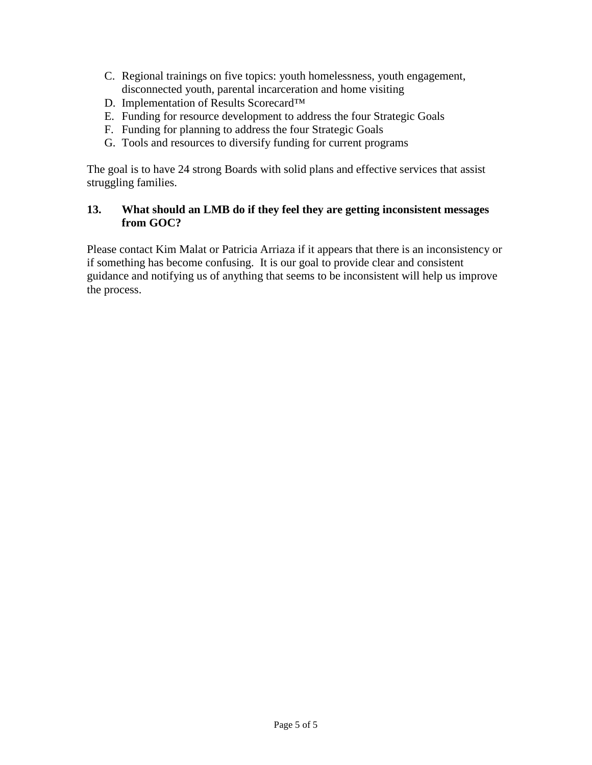C. Regional trainings on five topics: youth homelessness, youth engagement, disconnected youth, parental incarceration and home visiting
D. Implementation of Results Scorecard™
E. Funding for resource development to address the four Strategic Goals
F. Funding for planning to address the four Strategic Goals
G. Tools and resources to diversify funding for current programs

The goal is to have 24 strong Boards with solid plans and effective services that assist struggling families.

**13. What should an LMB do if they feel they are getting inconsistent messages from GOC?**

Please contact Kim Malat or Patricia Arriaza if it appears that there is an inconsistency or if something has become confusing. It is our goal to provide clear and consistent guidance and notifying us of anything that seems to be inconsistent will help us improve the process.